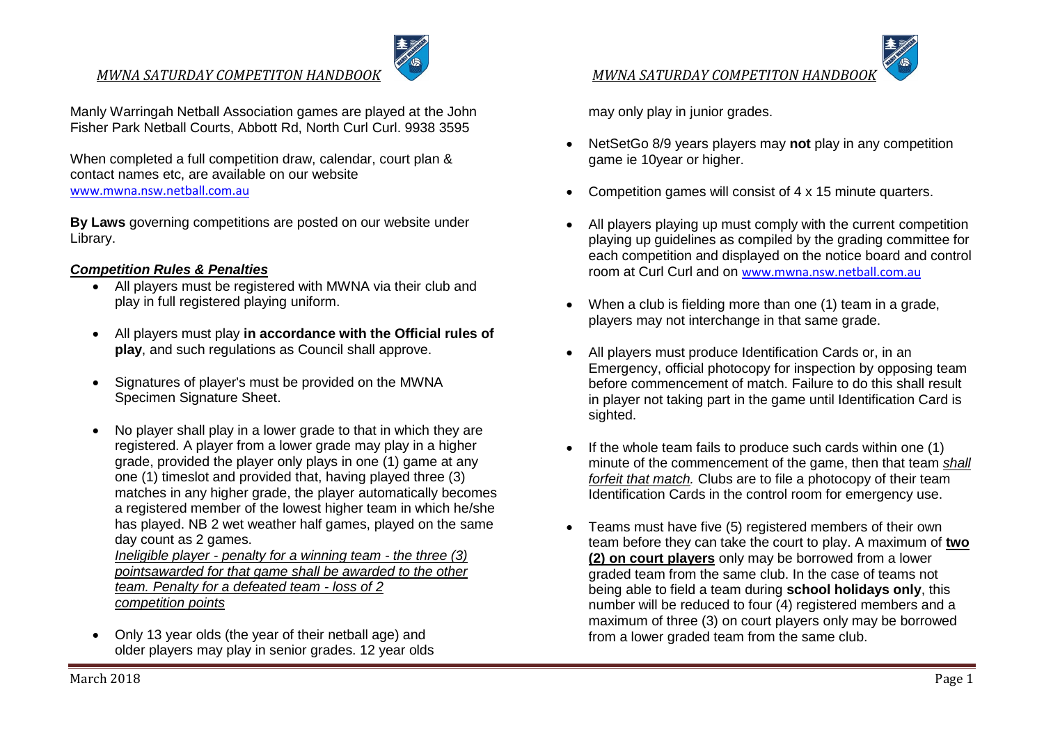Manly Warringah Netball Association games are played at the John Fisher Park Netball Courts, Abbott Rd, North Curl Curl. 9938 3595

When completed a full competition draw, calendar, court plan & contact names etc, are available on our website
www.mwna.nsw.netball.com.au

**By Laws** governing competitions are posted on our website under Library.

### ***Competition Rules & Penalties***

- All players must be registered with MWNA via their club and play in full registered playing uniform.
- All players must play **in accordance with the Official rules of play**, and such regulations as Council shall approve.
- Signatures of player's must be provided on the MWNA Specimen Signature Sheet.
- No player shall play in a lower grade to that in which they are registered. A player from a lower grade may play in a higher grade, provided the player only plays in one (1) game at any one (1) timeslot and provided that, having played three (3) matches in any higher grade, the player automatically becomes a registered member of the lowest higher team in which he/she has played. NB 2 wet weather half games, played on the same day count as 2 games.
  *Ineligible player - penalty for a winning team - the three (3) pointsawarded for that game shall be awarded to the other team. Penalty for a defeated team - loss of 2 competition points*
- Only 13 year olds (the year of their netball age) and older players may play in senior grades. 12 year olds may only play in junior grades.
- NetSetGo 8/9 years players may **not** play in any competition game ie 10year or higher.
- Competition games will consist of 4 x 15 minute quarters.
- All players playing up must comply with the current competition playing up guidelines as compiled by the grading committee for each competition and displayed on the notice board and control room at Curl Curl and on www.mwna.nsw.netball.com.au
- When a club is fielding more than one (1) team in a grade, players may not interchange in that same grade.
- All players must produce Identification Cards or, in an Emergency, official photocopy for inspection by opposing team before commencement of match. Failure to do this shall result in player not taking part in the game until Identification Card is sighted.
- If the whole team fails to produce such cards within one (1) minute of the commencement of the game, then that team ***shall forfeit that match.*** Clubs are to file a photocopy of their team Identification Cards in the control room for emergency use.
- Teams must have five (5) registered members of their own team before they can take the court to play. A maximum of **two (2) on court players** only may be borrowed from a lower graded team from the same club. In the case of teams not being able to field a team during **school holidays only**, this number will be reduced to four (4) registered members and a maximum of three (3) on court players only may be borrowed from a lower graded team from the same club.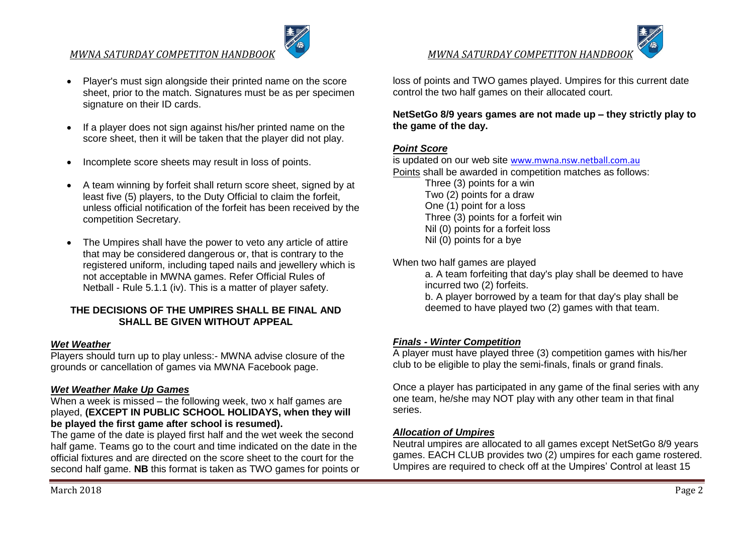- Player's must sign alongside their printed name on the score sheet, prior to the match. Signatures must be as per specimen signature on their ID cards.

- If a player does not sign against his/her printed name on the score sheet, then it will be taken that the player did not play.

- Incomplete score sheets may result in loss of points.

- A team winning by forfeit shall return score sheet, signed by at least five (5) players, to the Duty Official to claim the forfeit, unless official notification of the forfeit has been received by the competition Secretary.

- The Umpires shall have the power to veto any article of attire that may be considered dangerous or, that is contrary to the registered uniform, including taped nails and jewellery which is not acceptable in MWNA games. Refer Official Rules of Netball - Rule 5.1.1 (iv). This is a matter of player safety.

**THE DECISIONS OF THE UMPIRES SHALL BE FINAL AND SHALL BE GIVEN WITHOUT APPEAL**

***Wet Weather***

Players should turn up to play unless:- MWNA advise closure of the grounds or cancellation of games via MWNA Facebook page.

***Wet Weather Make Up Games***

When a week is missed – the following week, two x half games are played, **(EXCEPT IN PUBLIC SCHOOL HOLIDAYS, when they will be played the first game after school is resumed).**

The game of the date is played first half and the wet week the second half game. Teams go to the court and time indicated on the date in the official fixtures and are directed on the score sheet to the court for the second half game. **NB** this format is taken as TWO games for points or loss of points and TWO games played. Umpires for this current date control the two half games on their allocated court.

**NetSetGo 8/9 years games are not made up – they strictly play to the game of the day.**

***Point Score***

is updated on our web site www.mwna.nsw.netball.com.au

Points shall be awarded in competition matches as follows:

Three (3) points for a win
Two (2) points for a draw
One (1) point for a loss
Three (3) points for a forfeit win
Nil (0) points for a forfeit loss
Nil (0) points for a bye

When two half games are played

a. A team forfeiting that day's play shall be deemed to have incurred two (2) forfeits.
b. A player borrowed by a team for that day's play shall be deemed to have played two (2) games with that team.

***Finals - Winter Competition***

A player must have played three (3) competition games with his/her club to be eligible to play the semi-finals, finals or grand finals.

Once a player has participated in any game of the final series with any one team, he/she may NOT play with any other team in that final series.

***Allocation of Umpires***

Neutral umpires are allocated to all games except NetSetGo 8/9 years games. EACH CLUB provides two (2) umpires for each game rostered. Umpires are required to check off at the Umpires' Control at least 15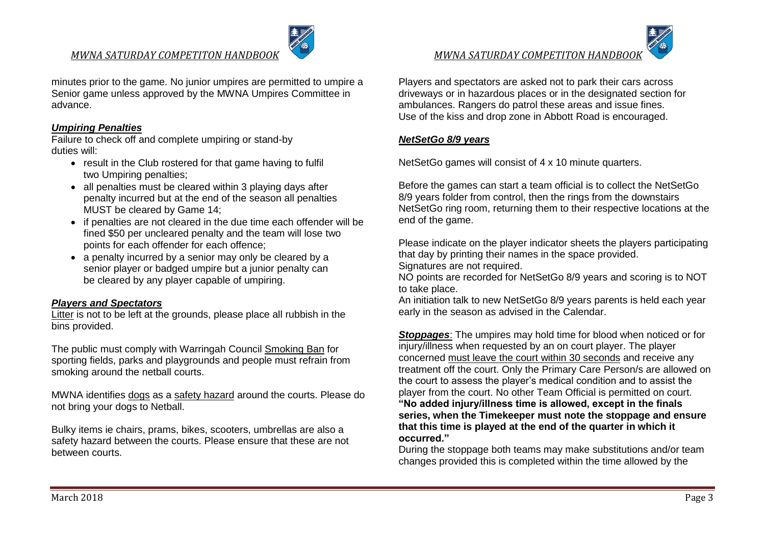minutes prior to the game. No junior umpires are permitted to umpire a Senior game unless approved by the MWNA Umpires Committee in advance.

### ***Umpiring Penalties***

Failure to check off and complete umpiring or stand-by duties will:

- result in the Club rostered for that game having to fulfil two Umpiring penalties;
- all penalties must be cleared within 3 playing days after penalty incurred but at the end of the season all penalties MUST be cleared by Game 14;
- if penalties are not cleared in the due time each offender will be fined $50 per uncleared penalty and the team will lose two points for each offender for each offence;
- a penalty incurred by a senior may only be cleared by a senior player or badged umpire but a junior penalty can be cleared by any player capable of umpiring.

### ***Players and Spectators***

Litter is not to be left at the grounds, please place all rubbish in the bins provided.

The public must comply with Warringah Council Smoking Ban for sporting fields, parks and playgrounds and people must refrain from smoking around the netball courts.

MWNA identifies dogs as a safety hazard around the courts. Please do not bring your dogs to Netball.

Bulky items ie chairs, prams, bikes, scooters, umbrellas are also a safety hazard between the courts. Please ensure that these are not between courts.

Players and spectators are asked not to park their cars across driveways or in hazardous places or in the designated section for ambulances. Rangers do patrol these areas and issue fines. Use of the kiss and drop zone in Abbott Road is encouraged.

### ***NetSetGo 8/9 years***

NetSetGo games will consist of 4 x 10 minute quarters.

Before the games can start a team official is to collect the NetSetGo 8/9 years folder from control, then the rings from the downstairs NetSetGo ring room, returning them to their respective locations at the end of the game.

Please indicate on the player indicator sheets the players participating that day by printing their names in the space provided.
Signatures are not required.
NO points are recorded for NetSetGo 8/9 years and scoring is to NOT to take place.
An initiation talk to new NetSetGo 8/9 years parents is held each year early in the season as advised in the Calendar.

***Stoppages***: The umpires may hold time for blood when noticed or for injury/illness when requested by an on court player. The player concerned must leave the court within 30 seconds and receive any treatment off the court. Only the Primary Care Person/s are allowed on the court to assess the player's medical condition and to assist the player from the court. No other Team Official is permitted on court. **"No added injury/illness time is allowed, except in the finals series, when the Timekeeper must note the stoppage and ensure that this time is played at the end of the quarter in which it occurred."**
During the stoppage both teams may make substitutions and/or team changes provided this is completed within the time allowed by the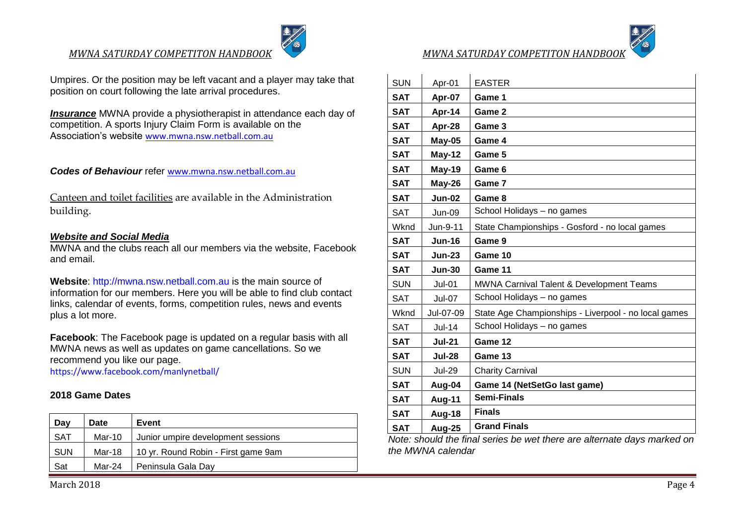Umpires. Or the position may be left vacant and a player may take that position on court following the late arrival procedures.

***Insurance*** MWNA provide a physiotherapist in attendance each day of competition. A sports Injury Claim Form is available on the Association's website www.mwna.nsw.netball.com.au

***Codes of Behaviour*** refer www.mwna.nsw.netball.com.au

Canteen and toilet facilities are available in the Administration building.

***Website and Social Media***

MWNA and the clubs reach all our members via the website, Facebook and email.

**Website**: http://mwna.nsw.netball.com.au is the main source of information for our members. Here you will be able to find club contact links, calendar of events, forms, competition rules, news and events plus a lot more.

**Facebook**: The Facebook page is updated on a regular basis with all MWNA news as well as updates on game cancellations. So we recommend you like our page.
https://www.facebook.com/manlynetball/

**2018 Game Dates**

| Day | Date | Event |
|---|---|---|
| SAT | Mar-10 | Junior umpire development sessions |
| SUN | Mar-18 | 10 yr. Round Robin - First game 9am |
| Sat | Mar-24 | Peninsula Gala Day |
| SUN | Apr-01 | EASTER |
| **SAT** | **Apr-07** | **Game 1** |
| **SAT** | **Apr-14** | **Game 2** |
| **SAT** | **Apr-28** | **Game 3** |
| **SAT** | **May-05** | **Game 4** |
| **SAT** | **May-12** | **Game 5** |
| **SAT** | **May-19** | **Game 6** |
| **SAT** | **May-26** | **Game 7** |
| **SAT** | **Jun-02** | **Game 8** |
| SAT | Jun-09 | School Holidays – no games |
| Wknd | Jun-9-11 | State Championships - Gosford - no local games |
| **SAT** | **Jun-16** | **Game 9** |
| **SAT** | **Jun-23** | **Game 10** |
| **SAT** | **Jun-30** | **Game 11** |
| SUN | Jul-01 | MWNA Carnival Talent & Development Teams |
| SAT | Jul-07 | School Holidays – no games |
| Wknd | Jul-07-09 | State Age Championships - Liverpool - no local games |
| SAT | Jul-14 | School Holidays – no games |
| **SAT** | **Jul-21** | **Game 12** |
| **SAT** | **Jul-28** | **Game 13** |
| SUN | Jul-29 | Charity Carnival |
| **SAT** | **Aug-04** | **Game 14 (NetSetGo last game)** |
| **SAT** | **Aug-11** | **Semi-Finals** |
| **SAT** | **Aug-18** | **Finals** |
| **SAT** | **Aug-25** | **Grand Finals** |

*Note: should the final series be wet there are alternate days marked on the MWNA calendar*